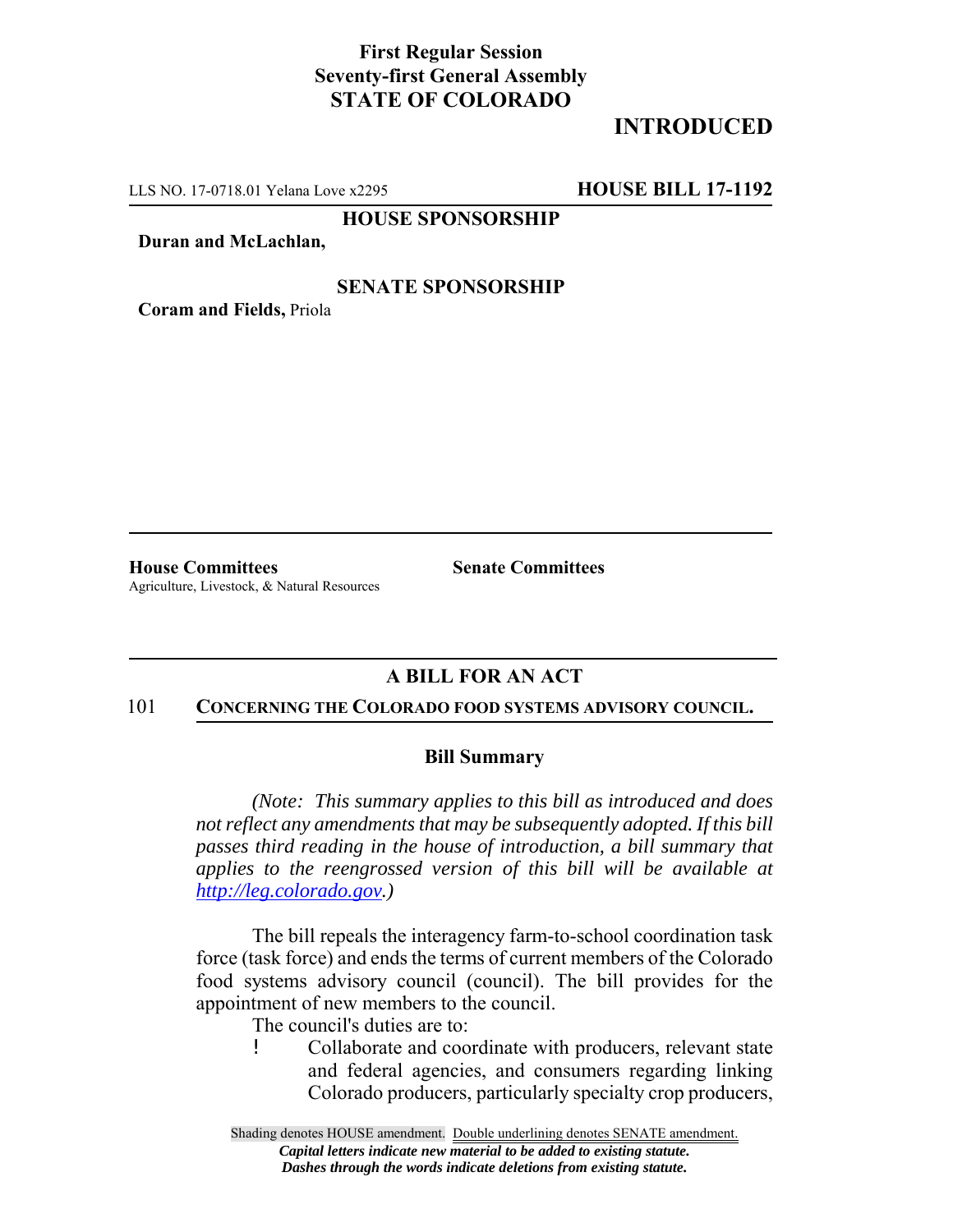**First Regular Session**
**Seventy-first General Assembly**
**STATE OF COLORADO**

## INTRODUCED

LLS NO. 17-0718.01 Yelana Love x2295 **HOUSE BILL 17-1192**

**HOUSE SPONSORSHIP**

**Duran and McLachlan,**

**SENATE SPONSORSHIP**

**Coram and Fields,** Priola

**House Committees**
Agriculture, Livestock, & Natural Resources

**Senate Committees**

## A BILL FOR AN ACT

101 **CONCERNING THE COLORADO FOOD SYSTEMS ADVISORY COUNCIL.**

### Bill Summary

*(Note: This summary applies to this bill as introduced and does not reflect any amendments that may be subsequently adopted. If this bill passes third reading in the house of introduction, a bill summary that applies to the reengrossed version of this bill will be available at http://leg.colorado.gov.)*

The bill repeals the interagency farm-to-school coordination task force (task force) and ends the terms of current members of the Colorado food systems advisory council (council). The bill provides for the appointment of new members to the council.

The council's duties are to:

- Collaborate and coordinate with producers, relevant state and federal agencies, and consumers regarding linking Colorado producers, particularly specialty crop producers,

Shading denotes HOUSE amendment. Double underlining denotes SENATE amendment.
*Capital letters indicate new material to be added to existing statute.*
*Dashes through the words indicate deletions from existing statute.*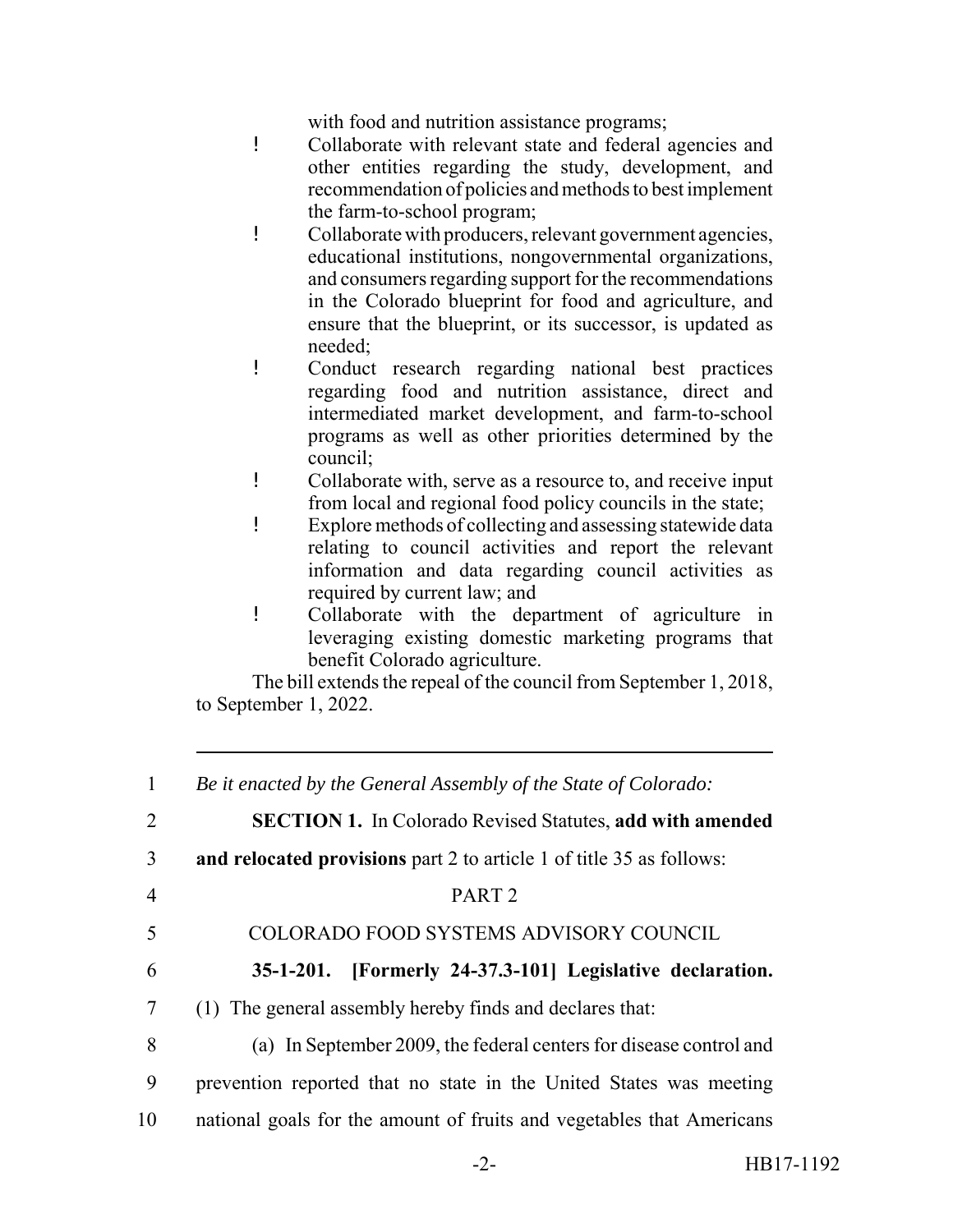with food and nutrition assistance programs;

- Collaborate with relevant state and federal agencies and other entities regarding the study, development, and recommendation of policies and methods to best implement the farm-to-school program;
- Collaborate with producers, relevant government agencies, educational institutions, nongovernmental organizations, and consumers regarding support for the recommendations in the Colorado blueprint for food and agriculture, and ensure that the blueprint, or its successor, is updated as needed;
- Conduct research regarding national best practices regarding food and nutrition assistance, direct and intermediated market development, and farm-to-school programs as well as other priorities determined by the council;
- Collaborate with, serve as a resource to, and receive input from local and regional food policy councils in the state;
- Explore methods of collecting and assessing statewide data relating to council activities and report the relevant information and data regarding council activities as required by current law; and
- Collaborate with the department of agriculture in leveraging existing domestic marketing programs that benefit Colorado agriculture.

The bill extends the repeal of the council from September 1, 2018, to September 1, 2022.

---

1 *Be it enacted by the General Assembly of the State of Colorado:*

2 **SECTION 1.** In Colorado Revised Statutes, **add with amended**

3 **and relocated provisions** part 2 to article 1 of title 35 as follows:

4 PART 2

5 COLORADO FOOD SYSTEMS ADVISORY COUNCIL

6 **35-1-201. [Formerly 24-37.3-101] Legislative declaration.**

7 (1) The general assembly hereby finds and declares that:

8 (a) In September 2009, the federal centers for disease control and

9 prevention reported that no state in the United States was meeting

10 national goals for the amount of fruits and vegetables that Americans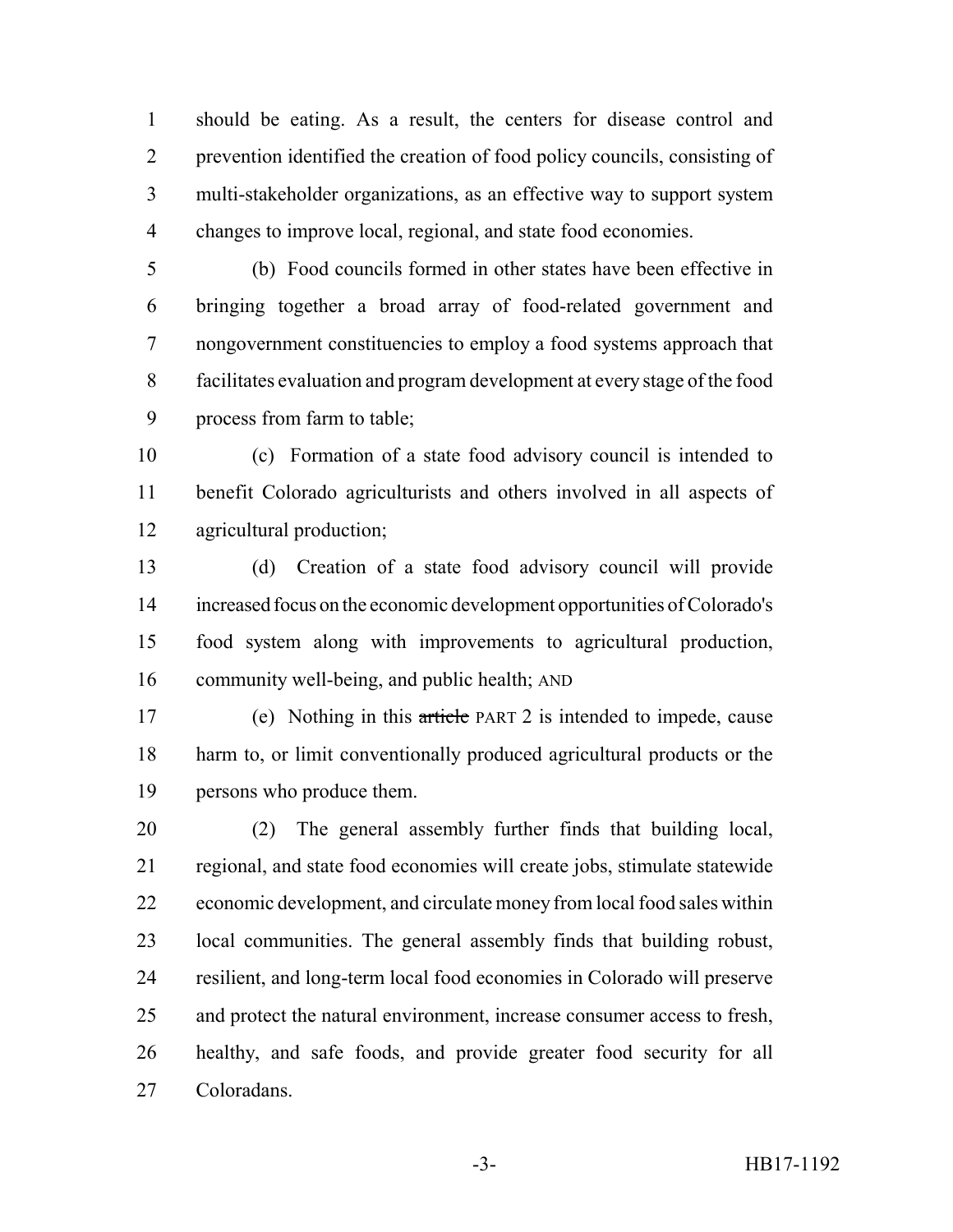should be eating. As a result, the centers for disease control and prevention identified the creation of food policy councils, consisting of multi-stakeholder organizations, as an effective way to support system changes to improve local, regional, and state food economies.

(b) Food councils formed in other states have been effective in bringing together a broad array of food-related government and nongovernment constituencies to employ a food systems approach that facilitates evaluation and program development at every stage of the food process from farm to table;

(c) Formation of a state food advisory council is intended to benefit Colorado agriculturists and others involved in all aspects of agricultural production;

(d) Creation of a state food advisory council will provide increased focus on the economic development opportunities of Colorado's food system along with improvements to agricultural production, community well-being, and public health; AND

(e) Nothing in this ~~article~~ PART 2 is intended to impede, cause harm to, or limit conventionally produced agricultural products or the persons who produce them.

(2) The general assembly further finds that building local, regional, and state food economies will create jobs, stimulate statewide economic development, and circulate money from local food sales within local communities. The general assembly finds that building robust, resilient, and long-term local food economies in Colorado will preserve and protect the natural environment, increase consumer access to fresh, healthy, and safe foods, and provide greater food security for all Coloradans.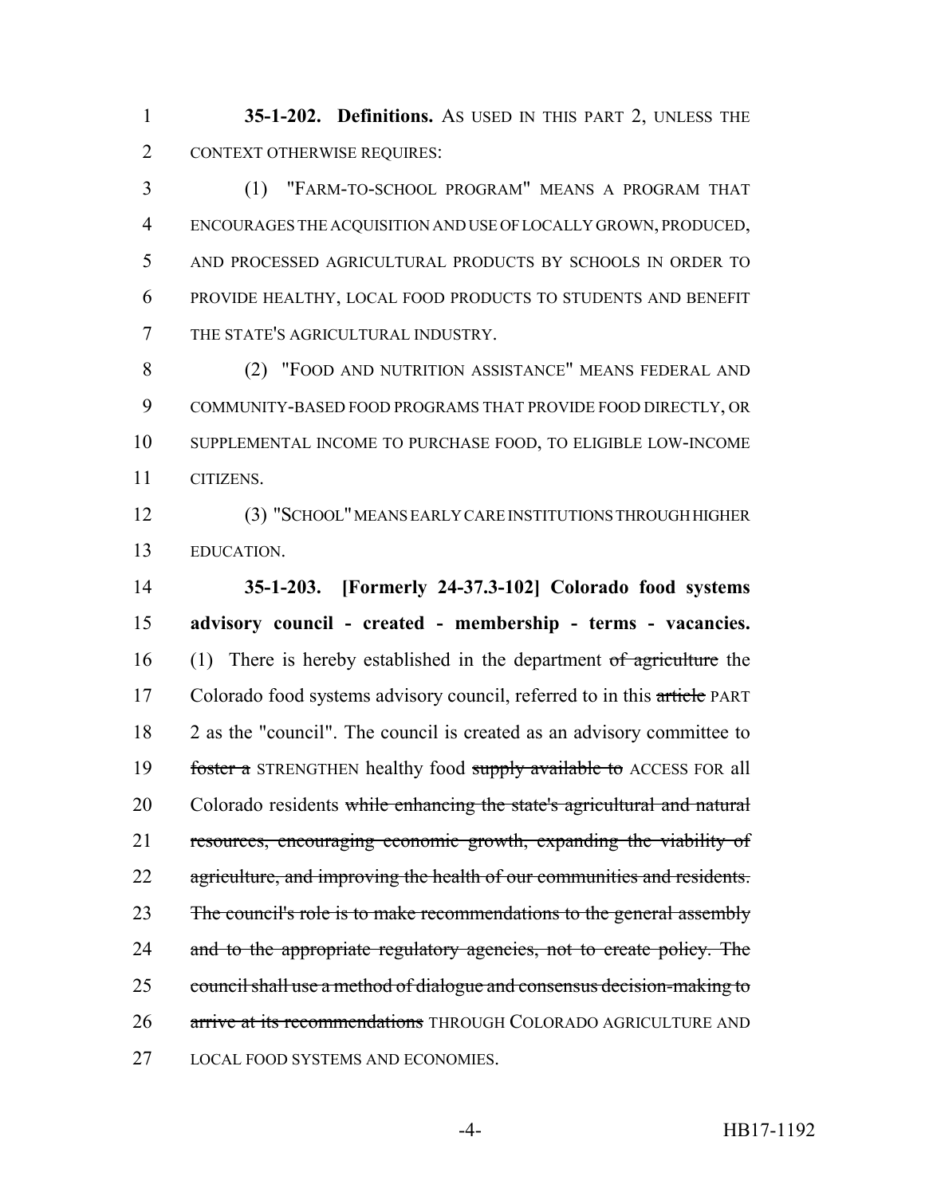**35-1-202. Definitions.** AS USED IN THIS PART 2, UNLESS THE CONTEXT OTHERWISE REQUIRES:

(1) "FARM-TO-SCHOOL PROGRAM" MEANS A PROGRAM THAT ENCOURAGES THE ACQUISITION AND USE OF LOCALLY GROWN, PRODUCED, AND PROCESSED AGRICULTURAL PRODUCTS BY SCHOOLS IN ORDER TO PROVIDE HEALTHY, LOCAL FOOD PRODUCTS TO STUDENTS AND BENEFIT THE STATE'S AGRICULTURAL INDUSTRY.

(2) "FOOD AND NUTRITION ASSISTANCE" MEANS FEDERAL AND COMMUNITY-BASED FOOD PROGRAMS THAT PROVIDE FOOD DIRECTLY, OR SUPPLEMENTAL INCOME TO PURCHASE FOOD, TO ELIGIBLE LOW-INCOME CITIZENS.

(3) "SCHOOL" MEANS EARLY CARE INSTITUTIONS THROUGH HIGHER EDUCATION.

**35-1-203. [Formerly 24-37.3-102] Colorado food systems advisory council - created - membership - terms - vacancies.** (1) There is hereby established in the department ~~of agriculture~~ the Colorado food systems advisory council, referred to in this ~~article~~ PART 2 as the "council". The council is created as an advisory committee to ~~foster a~~ STRENGTHEN healthy food ~~supply available to~~ ACCESS FOR all Colorado residents ~~while enhancing the state's agricultural and natural resources, encouraging economic growth, expanding the viability of agriculture, and improving the health of our communities and residents. The council's role is to make recommendations to the general assembly and to the appropriate regulatory agencies, not to create policy. The council shall use a method of dialogue and consensus decision-making to arrive at its recommendations~~ THROUGH COLORADO AGRICULTURE AND LOCAL FOOD SYSTEMS AND ECONOMIES.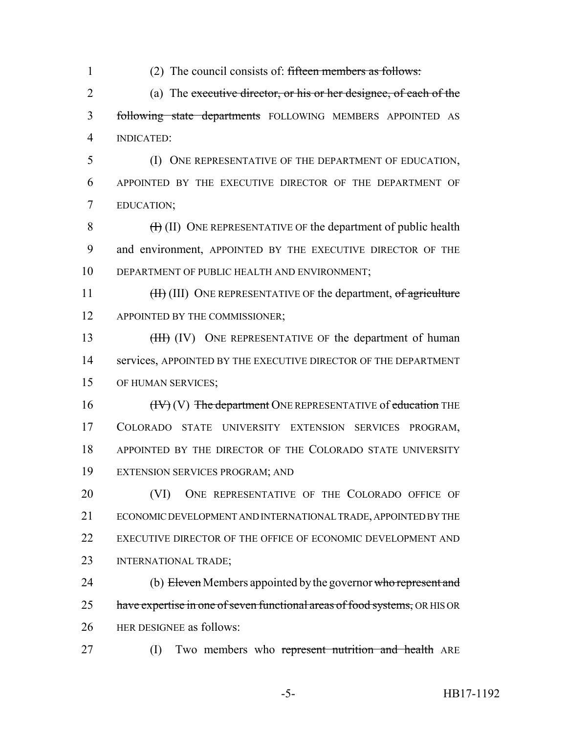(2) The council consists of: ~~fifteen members as follows:~~

(a) The ~~executive director, or his or her designee, of each of the following state departments~~ FOLLOWING MEMBERS APPOINTED AS INDICATED:

(I) ONE REPRESENTATIVE OF THE DEPARTMENT OF EDUCATION, APPOINTED BY THE EXECUTIVE DIRECTOR OF THE DEPARTMENT OF EDUCATION;

~~(I)~~ (II) ONE REPRESENTATIVE OF the department of public health and environment, APPOINTED BY THE EXECUTIVE DIRECTOR OF THE DEPARTMENT OF PUBLIC HEALTH AND ENVIRONMENT;

~~(II)~~ (III) ONE REPRESENTATIVE OF the department, ~~of agriculture~~ APPOINTED BY THE COMMISSIONER;

~~(III)~~ (IV) ONE REPRESENTATIVE OF the department of human services, APPOINTED BY THE EXECUTIVE DIRECTOR OF THE DEPARTMENT OF HUMAN SERVICES;

~~(IV)~~ (V) ~~The department~~ ONE REPRESENTATIVE of ~~education~~ THE COLORADO STATE UNIVERSITY EXTENSION SERVICES PROGRAM, APPOINTED BY THE DIRECTOR OF THE COLORADO STATE UNIVERSITY EXTENSION SERVICES PROGRAM; AND

(VI) ONE REPRESENTATIVE OF THE COLORADO OFFICE OF ECONOMIC DEVELOPMENT AND INTERNATIONAL TRADE, APPOINTED BY THE EXECUTIVE DIRECTOR OF THE OFFICE OF ECONOMIC DEVELOPMENT AND INTERNATIONAL TRADE;

(b) ~~Eleven~~ Members appointed by the governor ~~who represent and have expertise in one of seven functional areas of food systems,~~ OR HIS OR HER DESIGNEE as follows:

(I) Two members who ~~represent nutrition and health~~ ARE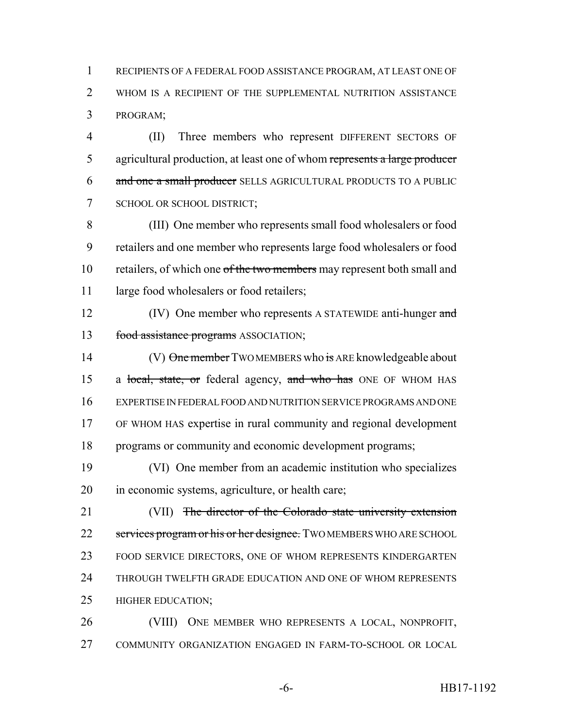RECIPIENTS OF A FEDERAL FOOD ASSISTANCE PROGRAM, AT LEAST ONE OF WHOM IS A RECIPIENT OF THE SUPPLEMENTAL NUTRITION ASSISTANCE PROGRAM;

(II) Three members who represent DIFFERENT SECTORS OF agricultural production, at least one of whom ~~represents a large producer and one a small producer~~ SELLS AGRICULTURAL PRODUCTS TO A PUBLIC SCHOOL OR SCHOOL DISTRICT;

(III) One member who represents small food wholesalers or food retailers and one member who represents large food wholesalers or food retailers, of which one ~~of the two members~~ may represent both small and large food wholesalers or food retailers;

(IV) One member who represents A STATEWIDE anti-hunger ~~and food assistance programs~~ ASSOCIATION;

(V) ~~One member~~ TWO MEMBERS who ~~is~~ ARE knowledgeable about a ~~local, state, or~~ federal agency, ~~and who has~~ ONE OF WHOM HAS EXPERTISE IN FEDERAL FOOD AND NUTRITION SERVICE PROGRAMS AND ONE OF WHOM HAS expertise in rural community and regional development programs or community and economic development programs;

(VI) One member from an academic institution who specializes in economic systems, agriculture, or health care;

(VII) ~~The director of the Colorado state university extension services program or his or her designee.~~ TWO MEMBERS WHO ARE SCHOOL FOOD SERVICE DIRECTORS, ONE OF WHOM REPRESENTS KINDERGARTEN THROUGH TWELFTH GRADE EDUCATION AND ONE OF WHOM REPRESENTS HIGHER EDUCATION;

(VIII) ONE MEMBER WHO REPRESENTS A LOCAL, NONPROFIT, COMMUNITY ORGANIZATION ENGAGED IN FARM-TO-SCHOOL OR LOCAL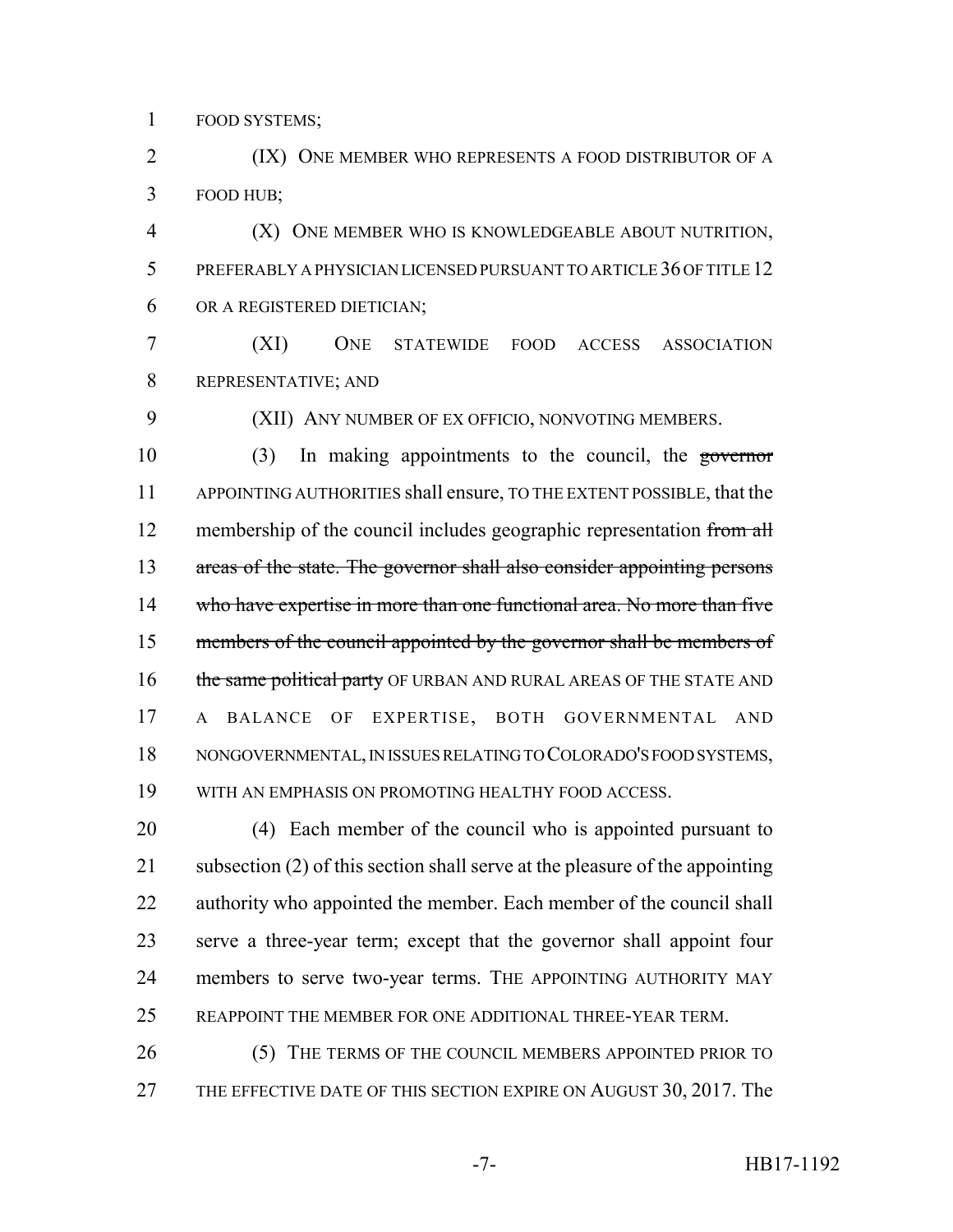FOOD SYSTEMS;

(IX) ONE MEMBER WHO REPRESENTS A FOOD DISTRIBUTOR OF A FOOD HUB;

(X) ONE MEMBER WHO IS KNOWLEDGEABLE ABOUT NUTRITION, PREFERABLY A PHYSICIAN LICENSED PURSUANT TO ARTICLE 36 OF TITLE 12 OR A REGISTERED DIETICIAN;

(XI) ONE STATEWIDE FOOD ACCESS ASSOCIATION REPRESENTATIVE; AND

(XII) ANY NUMBER OF EX OFFICIO, NONVOTING MEMBERS.

(3) In making appointments to the council, the ~~governor~~ APPOINTING AUTHORITIES shall ensure, TO THE EXTENT POSSIBLE, that the membership of the council includes geographic representation ~~from all areas of the state. The governor shall also consider appointing persons who have expertise in more than one functional area. No more than five members of the council appointed by the governor shall be members of the same political party~~ OF URBAN AND RURAL AREAS OF THE STATE AND A BALANCE OF EXPERTISE, BOTH GOVERNMENTAL AND NONGOVERNMENTAL, IN ISSUES RELATING TO COLORADO'S FOOD SYSTEMS, WITH AN EMPHASIS ON PROMOTING HEALTHY FOOD ACCESS.

(4) Each member of the council who is appointed pursuant to subsection (2) of this section shall serve at the pleasure of the appointing authority who appointed the member. Each member of the council shall serve a three-year term; except that the governor shall appoint four members to serve two-year terms. THE APPOINTING AUTHORITY MAY REAPPOINT THE MEMBER FOR ONE ADDITIONAL THREE-YEAR TERM.

(5) THE TERMS OF THE COUNCIL MEMBERS APPOINTED PRIOR TO THE EFFECTIVE DATE OF THIS SECTION EXPIRE ON AUGUST 30, 2017. The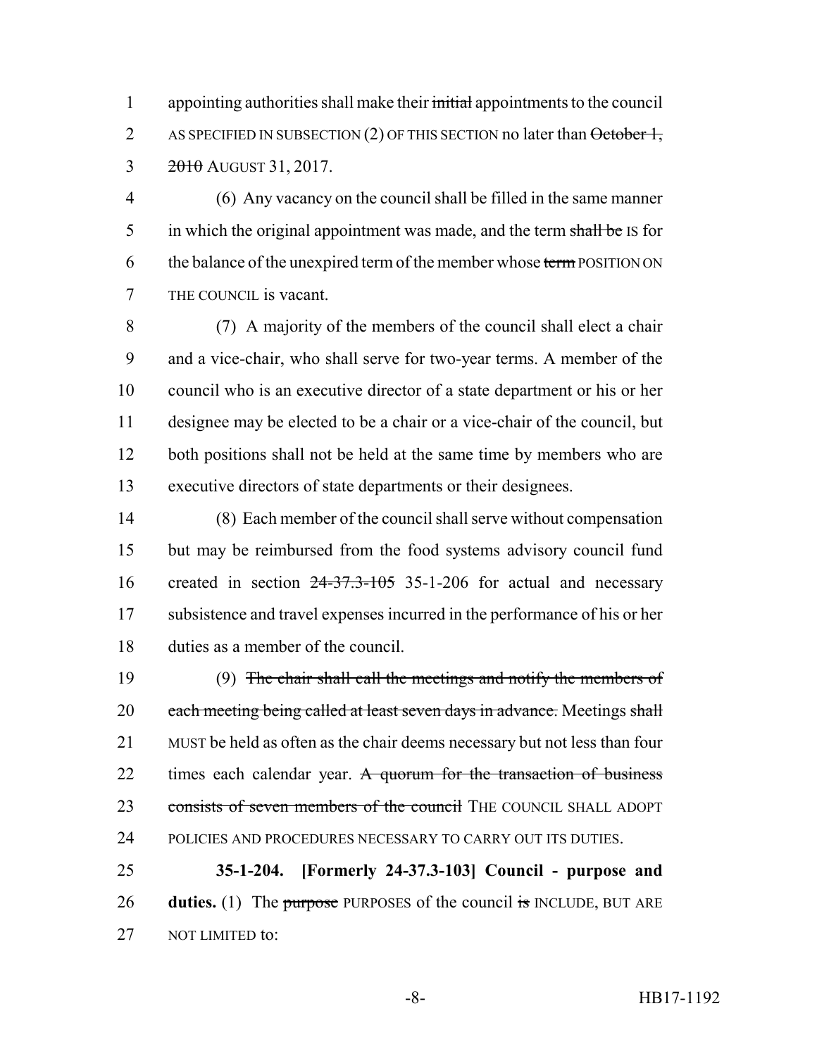appointing authorities shall make their ~~initial~~ appointments to the council AS SPECIFIED IN SUBSECTION (2) OF THIS SECTION no later than ~~October 1, 2010~~ AUGUST 31, 2017.

(6) Any vacancy on the council shall be filled in the same manner in which the original appointment was made, and the term ~~shall be~~ IS for the balance of the unexpired term of the member whose ~~term~~ POSITION ON THE COUNCIL is vacant.

(7) A majority of the members of the council shall elect a chair and a vice-chair, who shall serve for two-year terms. A member of the council who is an executive director of a state department or his or her designee may be elected to be a chair or a vice-chair of the council, but both positions shall not be held at the same time by members who are executive directors of state departments or their designees.

(8) Each member of the council shall serve without compensation but may be reimbursed from the food systems advisory council fund created in section ~~24-37.3-105~~ 35-1-206 for actual and necessary subsistence and travel expenses incurred in the performance of his or her duties as a member of the council.

(9) ~~The chair shall call the meetings and notify the members of each meeting being called at least seven days in advance.~~ Meetings ~~shall~~ MUST be held as often as the chair deems necessary but not less than four times each calendar year. ~~A quorum for the transaction of business consists of seven members of the council~~ THE COUNCIL SHALL ADOPT POLICIES AND PROCEDURES NECESSARY TO CARRY OUT ITS DUTIES.

**35-1-204. [Formerly 24-37.3-103] Council - purpose and duties.** (1) The ~~purpose~~ PURPOSES of the council ~~is~~ INCLUDE, BUT ARE NOT LIMITED to: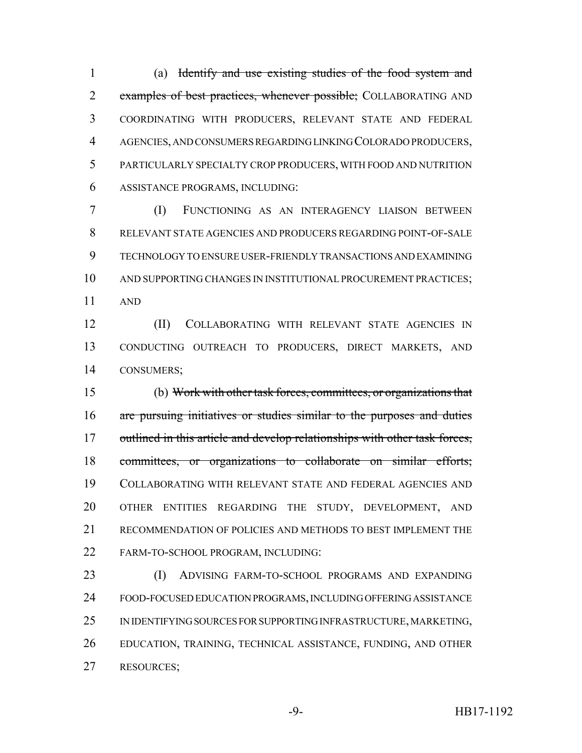(a) ~~Identify and use existing studies of the food system and examples of best practices, whenever possible;~~ COLLABORATING AND COORDINATING WITH PRODUCERS, RELEVANT STATE AND FEDERAL AGENCIES, AND CONSUMERS REGARDING LINKING COLORADO PRODUCERS, PARTICULARLY SPECIALTY CROP PRODUCERS, WITH FOOD AND NUTRITION ASSISTANCE PROGRAMS, INCLUDING:

(I) FUNCTIONING AS AN INTERAGENCY LIAISON BETWEEN RELEVANT STATE AGENCIES AND PRODUCERS REGARDING POINT-OF-SALE TECHNOLOGY TO ENSURE USER-FRIENDLY TRANSACTIONS AND EXAMINING AND SUPPORTING CHANGES IN INSTITUTIONAL PROCUREMENT PRACTICES; AND

(II) COLLABORATING WITH RELEVANT STATE AGENCIES IN CONDUCTING OUTREACH TO PRODUCERS, DIRECT MARKETS, AND CONSUMERS;

(b) ~~Work with other task forces, committees, or organizations that are pursuing initiatives or studies similar to the purposes and duties outlined in this article and develop relationships with other task forces, committees, or organizations to collaborate on similar efforts;~~ COLLABORATING WITH RELEVANT STATE AND FEDERAL AGENCIES AND OTHER ENTITIES REGARDING THE STUDY, DEVELOPMENT, AND RECOMMENDATION OF POLICIES AND METHODS TO BEST IMPLEMENT THE FARM-TO-SCHOOL PROGRAM, INCLUDING:

(I) ADVISING FARM-TO-SCHOOL PROGRAMS AND EXPANDING FOOD-FOCUSED EDUCATION PROGRAMS, INCLUDING OFFERING ASSISTANCE IN IDENTIFYING SOURCES FOR SUPPORTING INFRASTRUCTURE, MARKETING, EDUCATION, TRAINING, TECHNICAL ASSISTANCE, FUNDING, AND OTHER RESOURCES;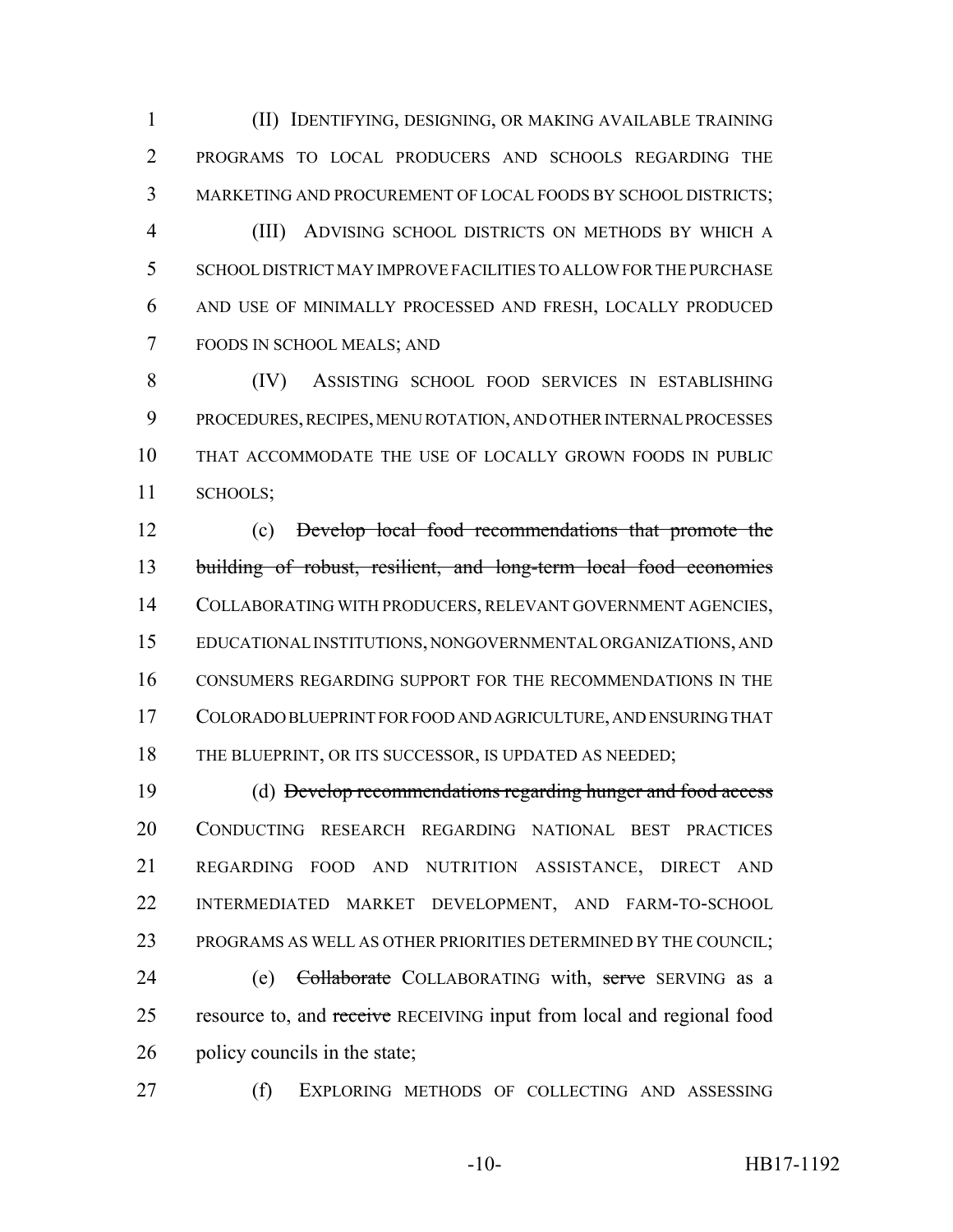(II) IDENTIFYING, DESIGNING, OR MAKING AVAILABLE TRAINING PROGRAMS TO LOCAL PRODUCERS AND SCHOOLS REGARDING THE MARKETING AND PROCUREMENT OF LOCAL FOODS BY SCHOOL DISTRICTS;

(III) ADVISING SCHOOL DISTRICTS ON METHODS BY WHICH A SCHOOL DISTRICT MAY IMPROVE FACILITIES TO ALLOW FOR THE PURCHASE AND USE OF MINIMALLY PROCESSED AND FRESH, LOCALLY PRODUCED FOODS IN SCHOOL MEALS; AND

(IV) ASSISTING SCHOOL FOOD SERVICES IN ESTABLISHING PROCEDURES, RECIPES, MENU ROTATION, AND OTHER INTERNAL PROCESSES THAT ACCOMMODATE THE USE OF LOCALLY GROWN FOODS IN PUBLIC SCHOOLS;

(c) ~~Develop local food recommendations that promote the building of robust, resilient, and long-term local food economies~~ COLLABORATING WITH PRODUCERS, RELEVANT GOVERNMENT AGENCIES, EDUCATIONAL INSTITUTIONS, NONGOVERNMENTAL ORGANIZATIONS, AND CONSUMERS REGARDING SUPPORT FOR THE RECOMMENDATIONS IN THE COLORADO BLUEPRINT FOR FOOD AND AGRICULTURE, AND ENSURING THAT THE BLUEPRINT, OR ITS SUCCESSOR, IS UPDATED AS NEEDED;

(d) ~~Develop recommendations regarding hunger and food access~~ CONDUCTING RESEARCH REGARDING NATIONAL BEST PRACTICES REGARDING FOOD AND NUTRITION ASSISTANCE, DIRECT AND INTERMEDIATED MARKET DEVELOPMENT, AND FARM-TO-SCHOOL PROGRAMS AS WELL AS OTHER PRIORITIES DETERMINED BY THE COUNCIL;

(e) ~~Collaborate~~ COLLABORATING with, ~~serve~~ SERVING as a resource to, and ~~receive~~ RECEIVING input from local and regional food policy councils in the state;

(f) EXPLORING METHODS OF COLLECTING AND ASSESSING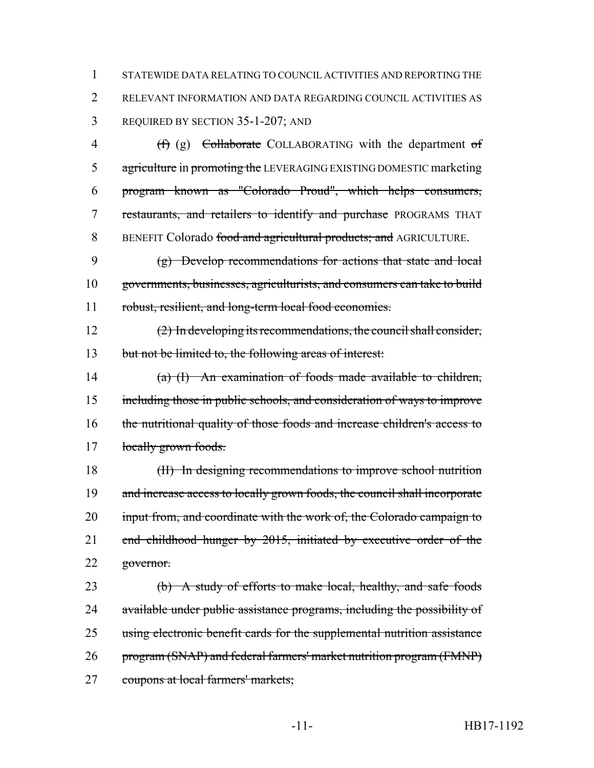1 STATEWIDE DATA RELATING TO COUNCIL ACTIVITIES AND REPORTING THE
2 RELEVANT INFORMATION AND DATA REGARDING COUNCIL ACTIVITIES AS
3 REQUIRED BY SECTION 35-1-207; AND

4 ~~(f)~~ (g) ~~Collaborate~~ COLLABORATING with the department ~~of~~
5 ~~agriculture~~ in ~~promoting the~~ LEVERAGING EXISTING DOMESTIC marketing
6 ~~program known as "Colorado Proud", which helps consumers,~~
7 ~~restaurants, and retailers to identify and purchase~~ PROGRAMS THAT
8 BENEFIT Colorado ~~food and agricultural products; and~~ AGRICULTURE.

9 ~~(g) Develop recommendations for actions that state and local~~
10 ~~governments, businesses, agriculturists, and consumers can take to build~~
11 ~~robust, resilient, and long-term local food economies.~~

12 ~~(2) In developing its recommendations, the council shall consider,~~
13 ~~but not be limited to, the following areas of interest:~~

14 ~~(a) (I) An examination of foods made available to children,~~
15 ~~including those in public schools, and consideration of ways to improve~~
16 ~~the nutritional quality of those foods and increase children's access to~~
17 ~~locally grown foods.~~

18 ~~(II) In designing recommendations to improve school nutrition~~
19 ~~and increase access to locally grown foods, the council shall incorporate~~
20 ~~input from, and coordinate with the work of, the Colorado campaign to~~
21 ~~end childhood hunger by 2015, initiated by executive order of the~~
22 ~~governor.~~

23 ~~(b) A study of efforts to make local, healthy, and safe foods~~
24 ~~available under public assistance programs, including the possibility of~~
25 ~~using electronic benefit cards for the supplemental nutrition assistance~~
26 ~~program (SNAP) and federal farmers' market nutrition program (FMNP)~~
27 ~~coupons at local farmers' markets;~~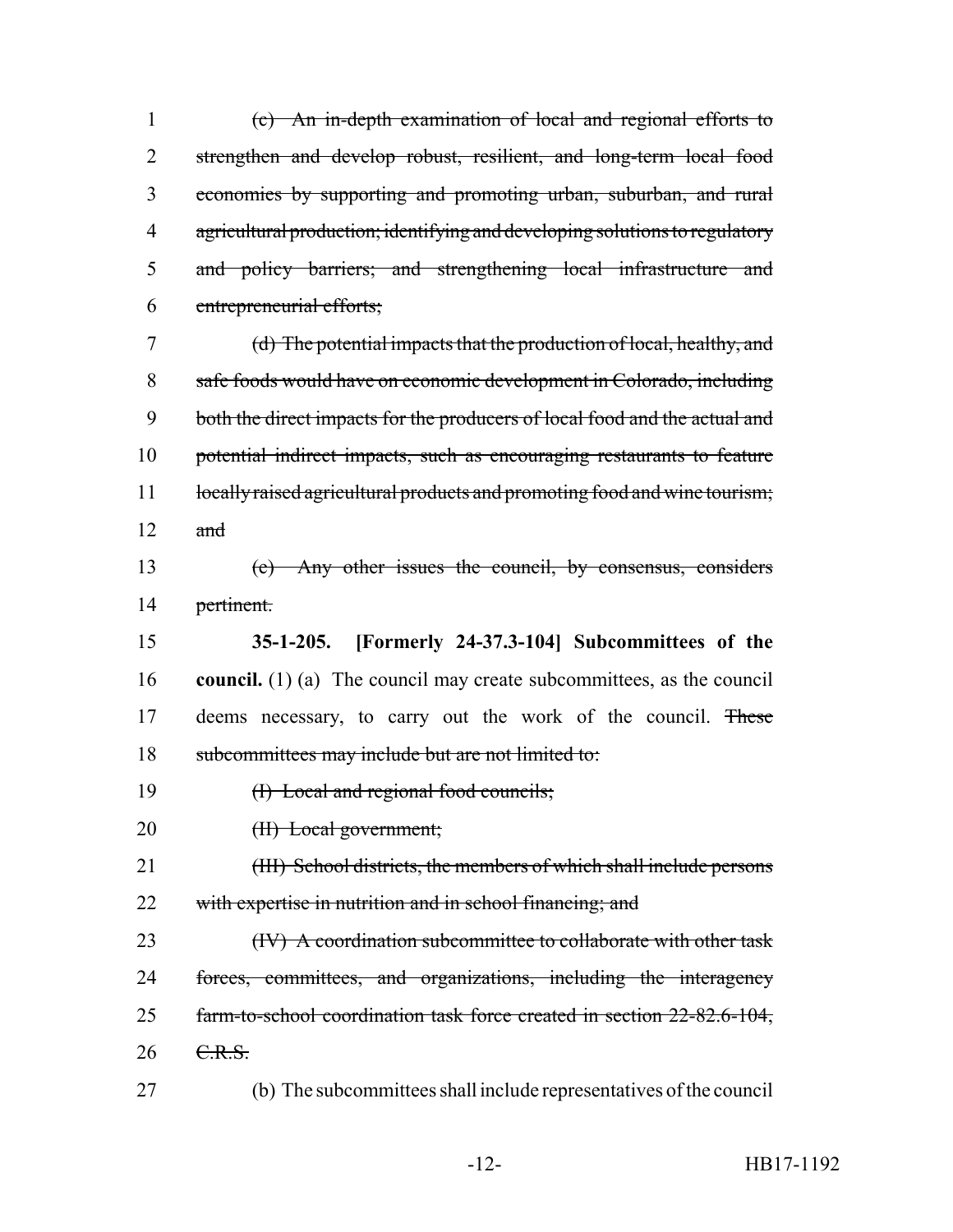(c) An in-depth examination of local and regional efforts to strengthen and develop robust, resilient, and long-term local food economies by supporting and promoting urban, suburban, and rural agricultural production; identifying and developing solutions to regulatory and policy barriers; and strengthening local infrastructure and entrepreneurial efforts;

(d) The potential impacts that the production of local, healthy, and safe foods would have on economic development in Colorado, including both the direct impacts for the producers of local food and the actual and potential indirect impacts, such as encouraging restaurants to feature locally raised agricultural products and promoting food and wine tourism; and

(e) Any other issues the council, by consensus, considers pertinent.

**35-1-205. [Formerly 24-37.3-104] Subcommittees of the council.** (1) (a) The council may create subcommittees, as the council deems necessary, to carry out the work of the council. These subcommittees may include but are not limited to:

(I) Local and regional food councils;

(II) Local government;

(III) School districts, the members of which shall include persons with expertise in nutrition and in school financing; and

(IV) A coordination subcommittee to collaborate with other task forces, committees, and organizations, including the interagency farm-to-school coordination task force created in section 22-82.6-104, C.R.S.

(b) The subcommittees shall include representatives of the council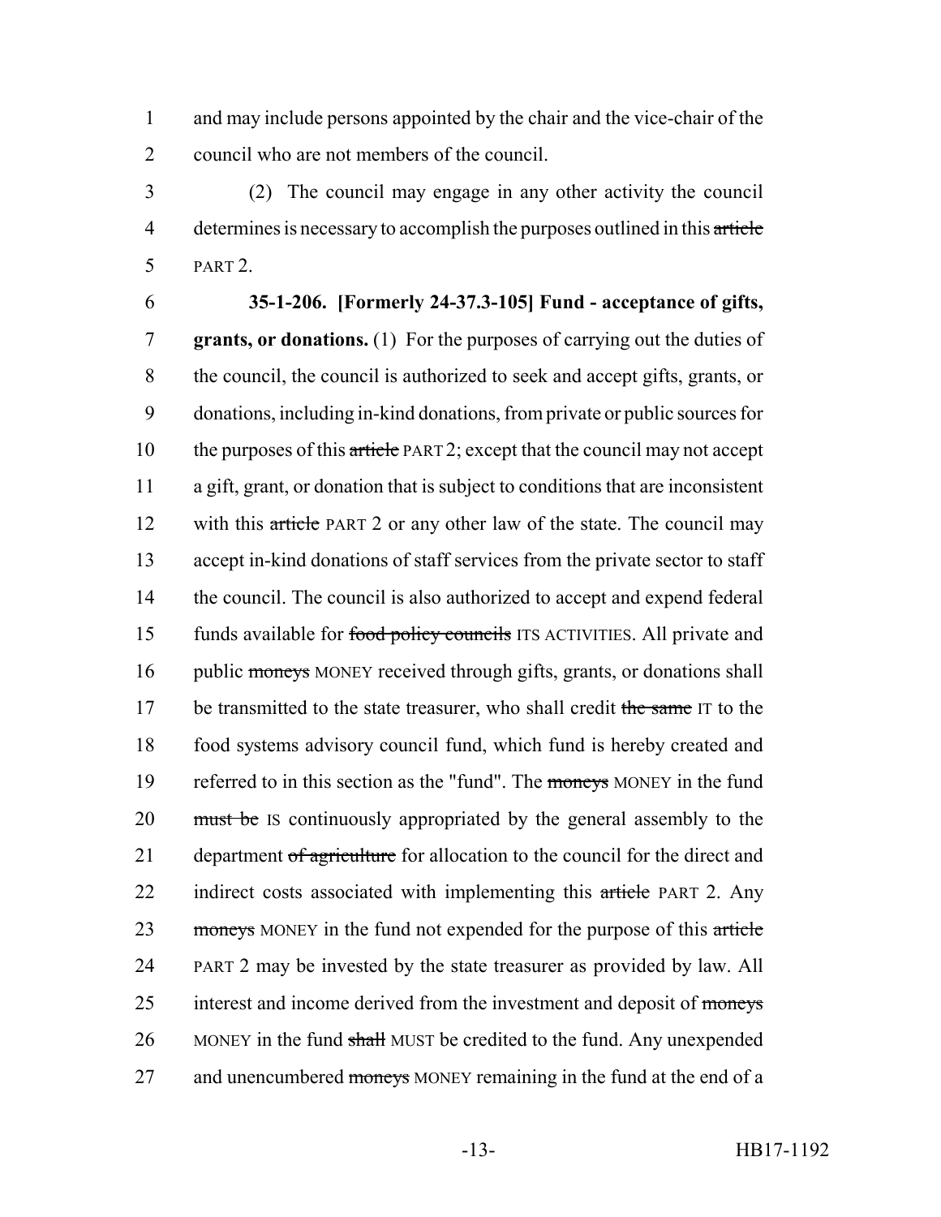and may include persons appointed by the chair and the vice-chair of the council who are not members of the council.

(2) The council may engage in any other activity the council determines is necessary to accomplish the purposes outlined in this ~~article~~ PART 2.

**35-1-206. [Formerly 24-37.3-105] Fund - acceptance of gifts, grants, or donations.** (1) For the purposes of carrying out the duties of the council, the council is authorized to seek and accept gifts, grants, or donations, including in-kind donations, from private or public sources for the purposes of this ~~article~~ PART 2; except that the council may not accept a gift, grant, or donation that is subject to conditions that are inconsistent with this ~~article~~ PART 2 or any other law of the state. The council may accept in-kind donations of staff services from the private sector to staff the council. The council is also authorized to accept and expend federal funds available for ~~food policy councils~~ ITS ACTIVITIES. All private and public ~~moneys~~ MONEY received through gifts, grants, or donations shall be transmitted to the state treasurer, who shall credit ~~the same~~ IT to the food systems advisory council fund, which fund is hereby created and referred to in this section as the "fund". The ~~moneys~~ MONEY in the fund ~~must be~~ IS continuously appropriated by the general assembly to the department ~~of agriculture~~ for allocation to the council for the direct and indirect costs associated with implementing this ~~article~~ PART 2. Any ~~moneys~~ MONEY in the fund not expended for the purpose of this ~~article~~ PART 2 may be invested by the state treasurer as provided by law. All interest and income derived from the investment and deposit of ~~moneys~~ MONEY in the fund ~~shall~~ MUST be credited to the fund. Any unexpended and unencumbered ~~moneys~~ MONEY remaining in the fund at the end of a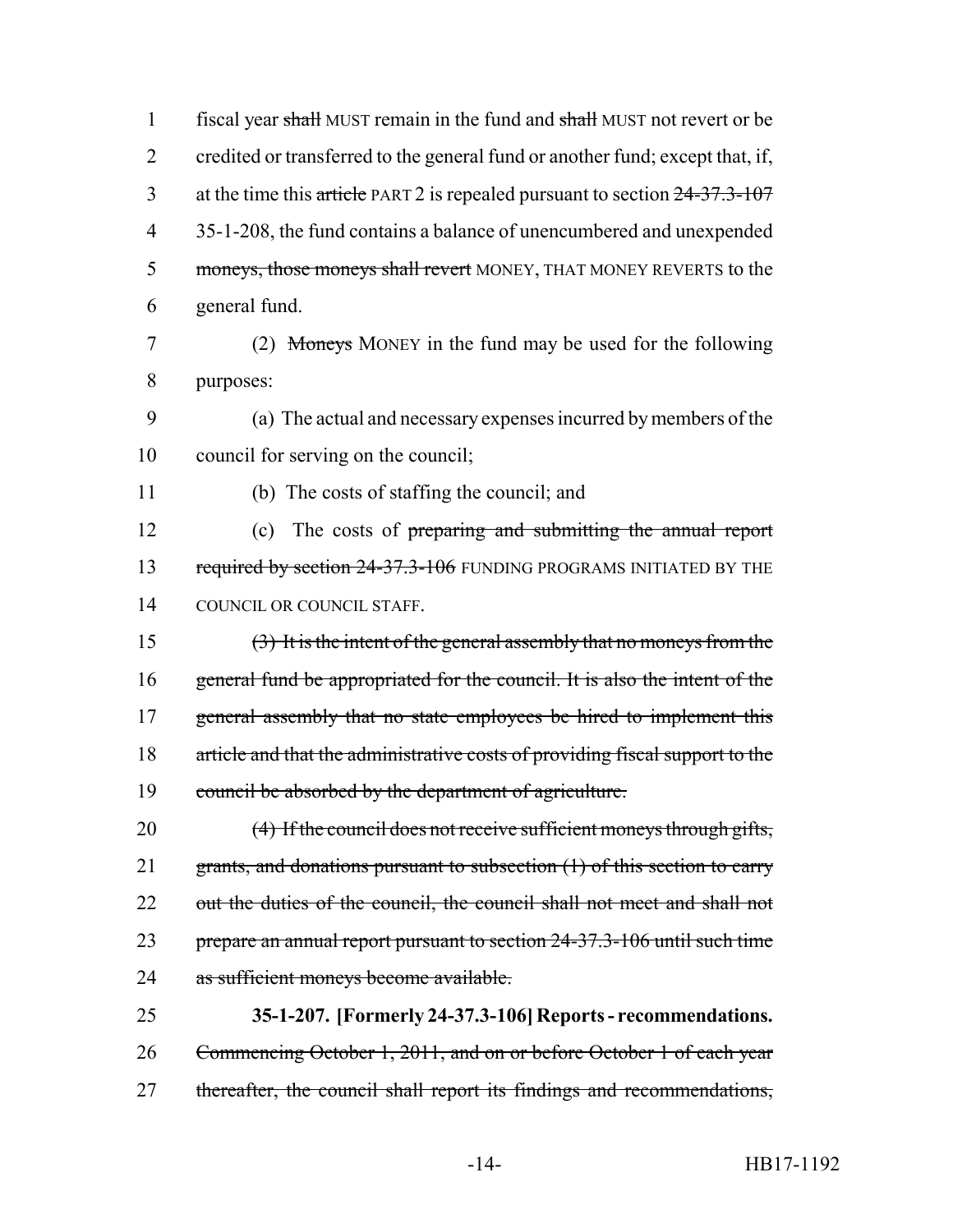1 fiscal year shall MUST remain in the fund and shall MUST not revert or be
2 credited or transferred to the general fund or another fund; except that, if,
3 at the time this article PART 2 is repealed pursuant to section 24-37.3-107
4 35-1-208, the fund contains a balance of unencumbered and unexpended
5 moneys, those moneys shall revert MONEY, THAT MONEY REVERTS to the
6 general fund.

7 (2) Moneys MONEY in the fund may be used for the following
8 purposes:

9 (a) The actual and necessary expenses incurred by members of the
10 council for serving on the council;

11 (b) The costs of staffing the council; and

12 (c) The costs of preparing and submitting the annual report
13 required by section 24-37.3-106 FUNDING PROGRAMS INITIATED BY THE
14 COUNCIL OR COUNCIL STAFF.

15 (3) It is the intent of the general assembly that no moneys from the
16 general fund be appropriated for the council. It is also the intent of the
17 general assembly that no state employees be hired to implement this
18 article and that the administrative costs of providing fiscal support to the
19 council be absorbed by the department of agriculture.

20 (4) If the council does not receive sufficient moneys through gifts,
21 grants, and donations pursuant to subsection (1) of this section to carry
22 out the duties of the council, the council shall not meet and shall not
23 prepare an annual report pursuant to section 24-37.3-106 until such time
24 as sufficient moneys become available.

25 **35-1-207. [Formerly 24-37.3-106] Reports - recommendations.**
26 Commencing October 1, 2011, and on or before October 1 of each year
27 thereafter, the council shall report its findings and recommendations,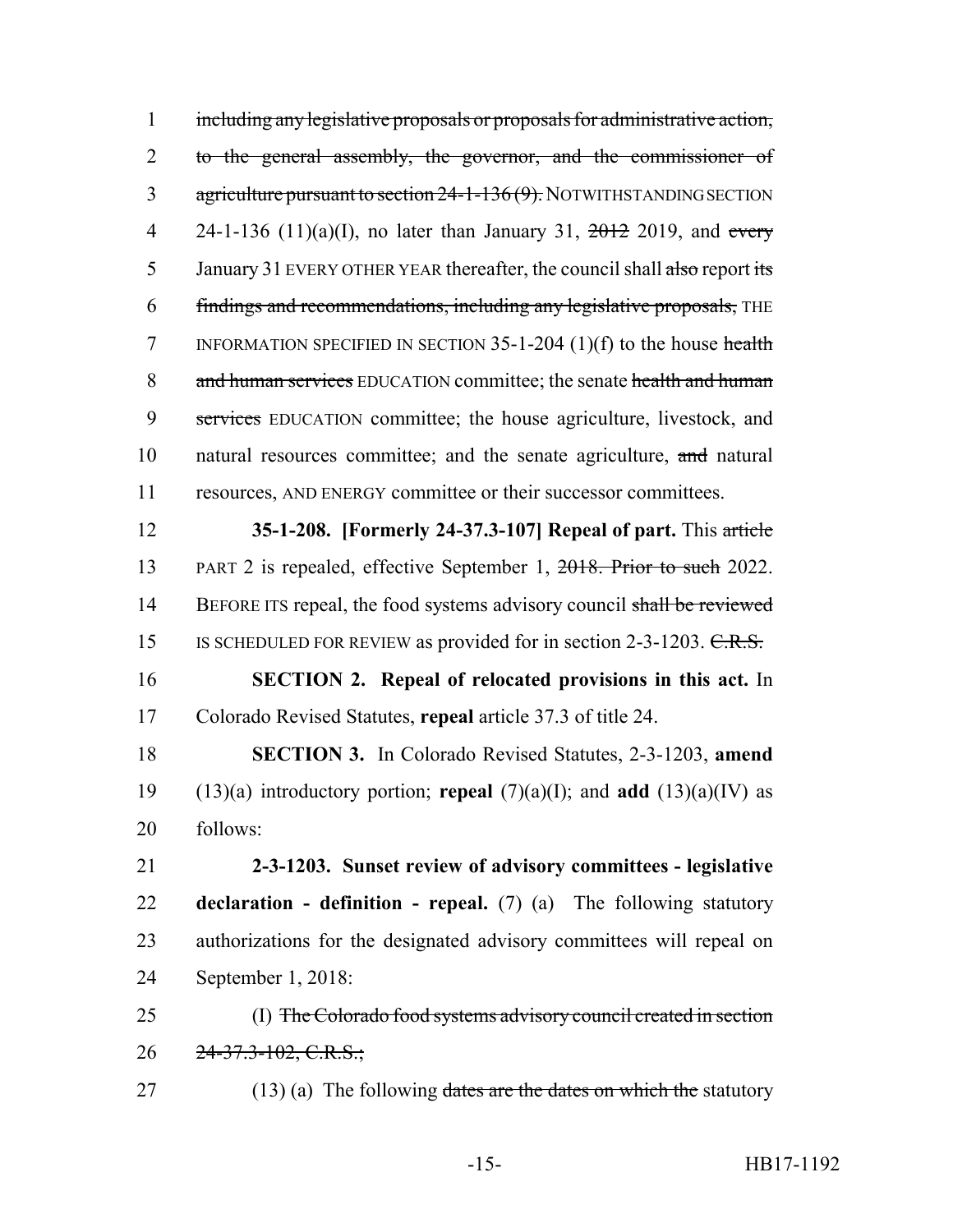1 ~~including any legislative proposals or proposals for administrative action,~~
2 ~~to the general assembly, the governor, and the commissioner of~~
3 ~~agriculture pursuant to section 24-1-136 (9).~~ NOTWITHSTANDING SECTION
4 24-1-136 (11)(a)(I), no later than January 31, ~~2012~~ 2019, and ~~every~~
5 January 31 EVERY OTHER YEAR thereafter, the council shall ~~also~~ report ~~its~~
6 ~~findings and recommendations, including any legislative proposals,~~ THE
7 INFORMATION SPECIFIED IN SECTION 35-1-204 (1)(f) to the house ~~health~~
8 ~~and human services~~ EDUCATION committee; the senate ~~health and human~~
9 ~~services~~ EDUCATION committee; the house agriculture, livestock, and
10 natural resources committee; and the senate agriculture, ~~and~~ natural
11 resources, AND ENERGY committee or their successor committees.

12 **35-1-208. [Formerly 24-37.3-107] Repeal of part.** This ~~article~~
13 PART 2 is repealed, effective September 1, ~~2018. Prior to such~~ 2022.
14 BEFORE ITS repeal, the food systems advisory council ~~shall be reviewed~~
15 IS SCHEDULED FOR REVIEW as provided for in section 2-3-1203. ~~C.R.S.~~

16 **SECTION 2. Repeal of relocated provisions in this act.** In
17 Colorado Revised Statutes, **repeal** article 37.3 of title 24.

18 **SECTION 3.** In Colorado Revised Statutes, 2-3-1203, **amend**
19 (13)(a) introductory portion; **repeal** (7)(a)(I); and **add** (13)(a)(IV) as
20 follows:

21 **2-3-1203. Sunset review of advisory committees - legislative**
22 **declaration - definition - repeal.** (7) (a) The following statutory
23 authorizations for the designated advisory committees will repeal on
24 September 1, 2018:

25 (I) ~~The Colorado food systems advisory council created in section~~
26 ~~24-37.3-102, C.R.S.;~~

27 (13) (a) The following ~~dates are the dates on which the~~ statutory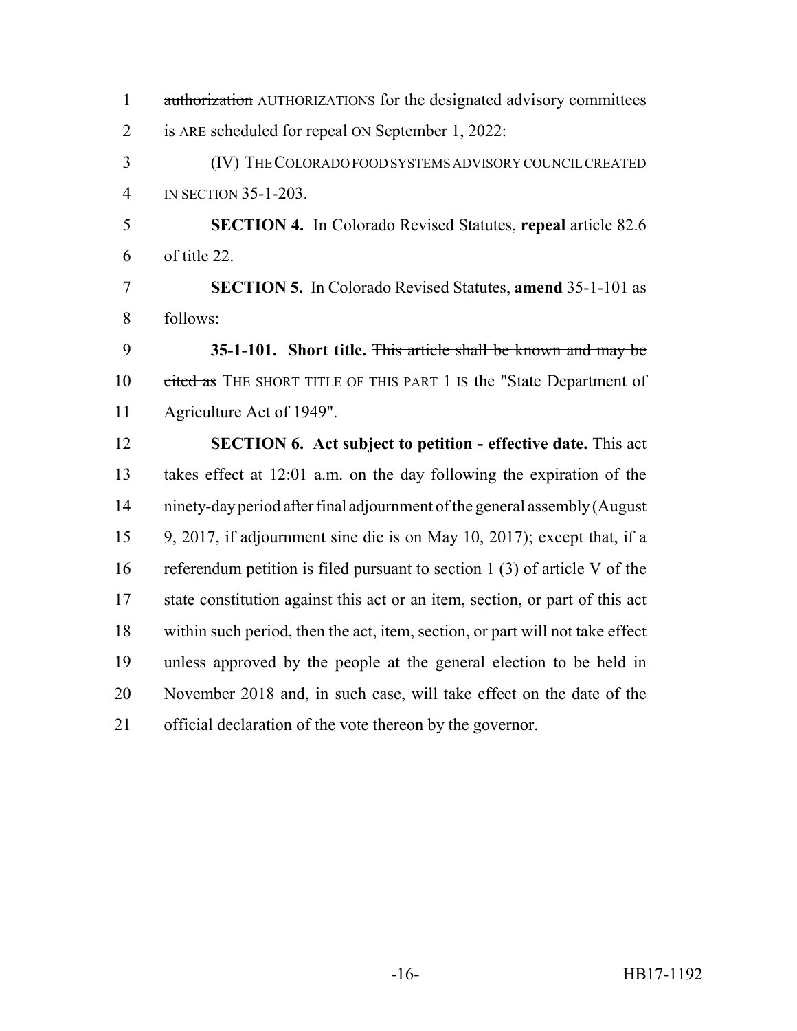authorization AUTHORIZATIONS for the designated advisory committees is ARE scheduled for repeal ON September 1, 2022:

(IV) THE COLORADO FOOD SYSTEMS ADVISORY COUNCIL CREATED IN SECTION 35-1-203.

**SECTION 4.** In Colorado Revised Statutes, **repeal** article 82.6 of title 22.

**SECTION 5.** In Colorado Revised Statutes, **amend** 35-1-101 as follows:

**35-1-101. Short title.** This article shall be known and may be cited as THE SHORT TITLE OF THIS PART 1 IS the "State Department of Agriculture Act of 1949".

**SECTION 6. Act subject to petition - effective date.** This act takes effect at 12:01 a.m. on the day following the expiration of the ninety-day period after final adjournment of the general assembly (August 9, 2017, if adjournment sine die is on May 10, 2017); except that, if a referendum petition is filed pursuant to section 1 (3) of article V of the state constitution against this act or an item, section, or part of this act within such period, then the act, item, section, or part will not take effect unless approved by the people at the general election to be held in November 2018 and, in such case, will take effect on the date of the official declaration of the vote thereon by the governor.